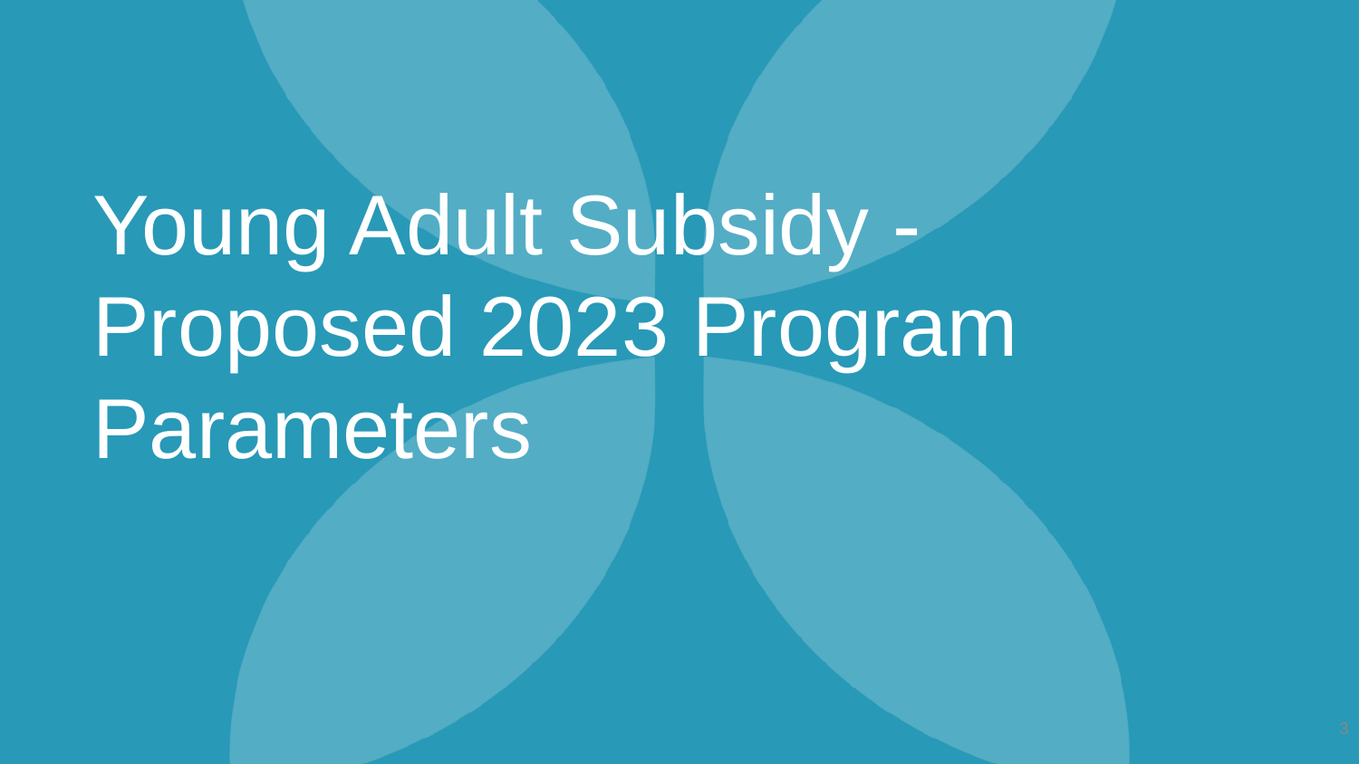# Young Adult Subsidy - Proposed 2023 Program Parameters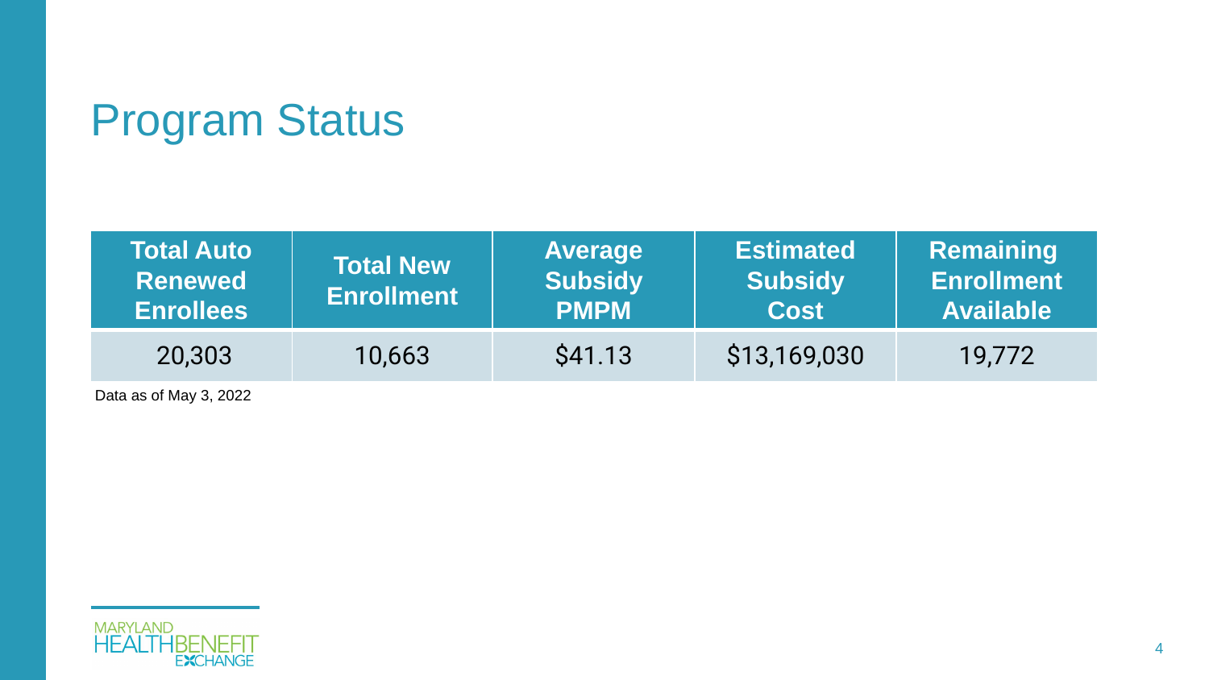# Program Status

| Total Auto Renewed Enrollees | Total New Enrollment | Average Subsidy PMPM | Estimated Subsidy Cost | Remaining Enrollment Available |
|---|---|---|---|---|
| 20,303 | 10,663 | $41.13 | $13,169,030 | 19,772 |

Data as of May 3, 2022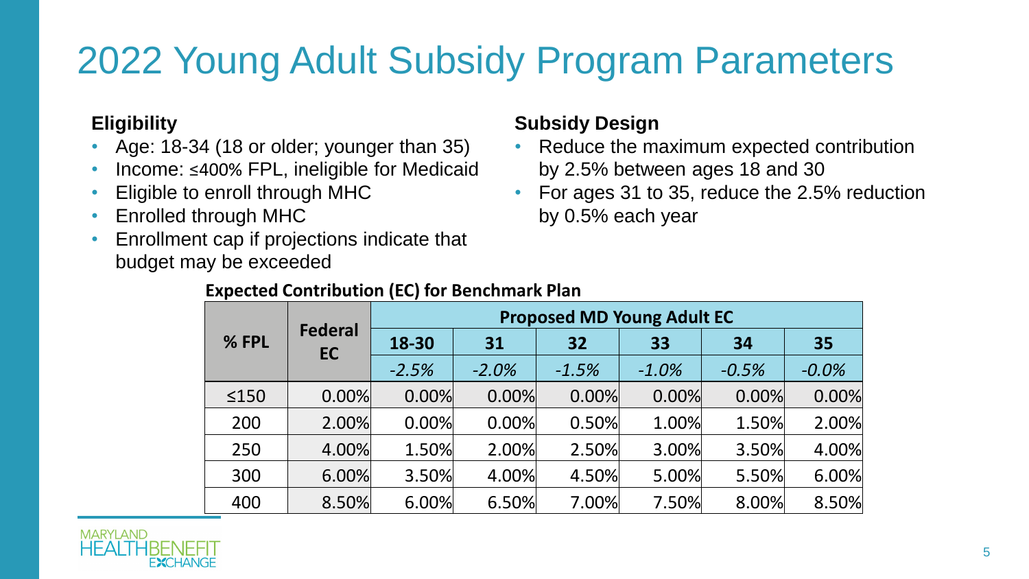# 2022 Young Adult Subsidy Program Parameters

**Eligibility**

- Age: 18-34 (18 or older; younger than 35)
- Income: ≤400% FPL, ineligible for Medicaid
- Eligible to enroll through MHC
- Enrolled through MHC
- Enrollment cap if projections indicate that budget may be exceeded

**Subsidy Design**

- Reduce the maximum expected contribution by 2.5% between ages 18 and 30
- For ages 31 to 35, reduce the 2.5% reduction by 0.5% each year

**Expected Contribution (EC) for Benchmark Plan**

| % FPL | Federal EC | Proposed MD Young Adult EC | | | | | |
|---|---|---|---|---|---|---|---|
| | | 18-30 | 31 | 32 | 33 | 34 | 35 |
| | | *-2.5%* | *-2.0%* | *-1.5%* | *-1.0%* | *-0.5%* | *-0.0%* |
| ≤150 | 0.00% | 0.00% | 0.00% | 0.00% | 0.00% | 0.00% | 0.00% |
| 200 | 2.00% | 0.00% | 0.00% | 0.50% | 1.00% | 1.50% | 2.00% |
| 250 | 4.00% | 1.50% | 2.00% | 2.50% | 3.00% | 3.50% | 4.00% |
| 300 | 6.00% | 3.50% | 4.00% | 4.50% | 5.00% | 5.50% | 6.00% |
| 400 | 8.50% | 6.00% | 6.50% | 7.00% | 7.50% | 8.00% | 8.50% |

MARYLAND HEALTHBENEFIT EXCHANGE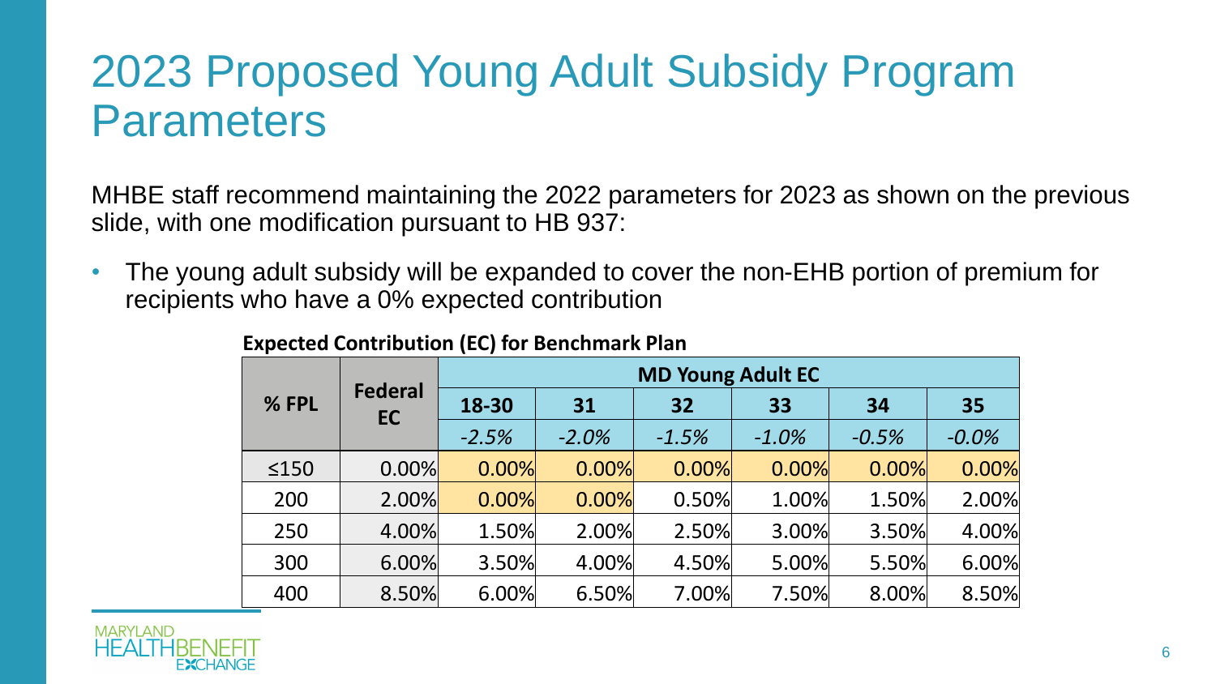# 2023 Proposed Young Adult Subsidy Program Parameters

MHBE staff recommend maintaining the 2022 parameters for 2023 as shown on the previous slide, with one modification pursuant to HB 937:

- The young adult subsidy will be expanded to cover the non-EHB portion of premium for recipients who have a 0% expected contribution

**Expected Contribution (EC) for Benchmark Plan**

| % FPL | Federal EC | MD Young Adult EC | | | | | |
|---|---|---|---|---|---|---|---|
| | | 18-30 | 31 | 32 | 33 | 34 | 35 |
| | | *-2.5%* | *-2.0%* | *-1.5%* | *-1.0%* | *-0.5%* | *-0.0%* |
| ≤150 | 0.00% | 0.00% | 0.00% | 0.00% | 0.00% | 0.00% | 0.00% |
| 200 | 2.00% | 0.00% | 0.00% | 0.50% | 1.00% | 1.50% | 2.00% |
| 250 | 4.00% | 1.50% | 2.00% | 2.50% | 3.00% | 3.50% | 4.00% |
| 300 | 6.00% | 3.50% | 4.00% | 4.50% | 5.00% | 5.50% | 6.00% |
| 400 | 8.50% | 6.00% | 6.50% | 7.00% | 7.50% | 8.00% | 8.50% |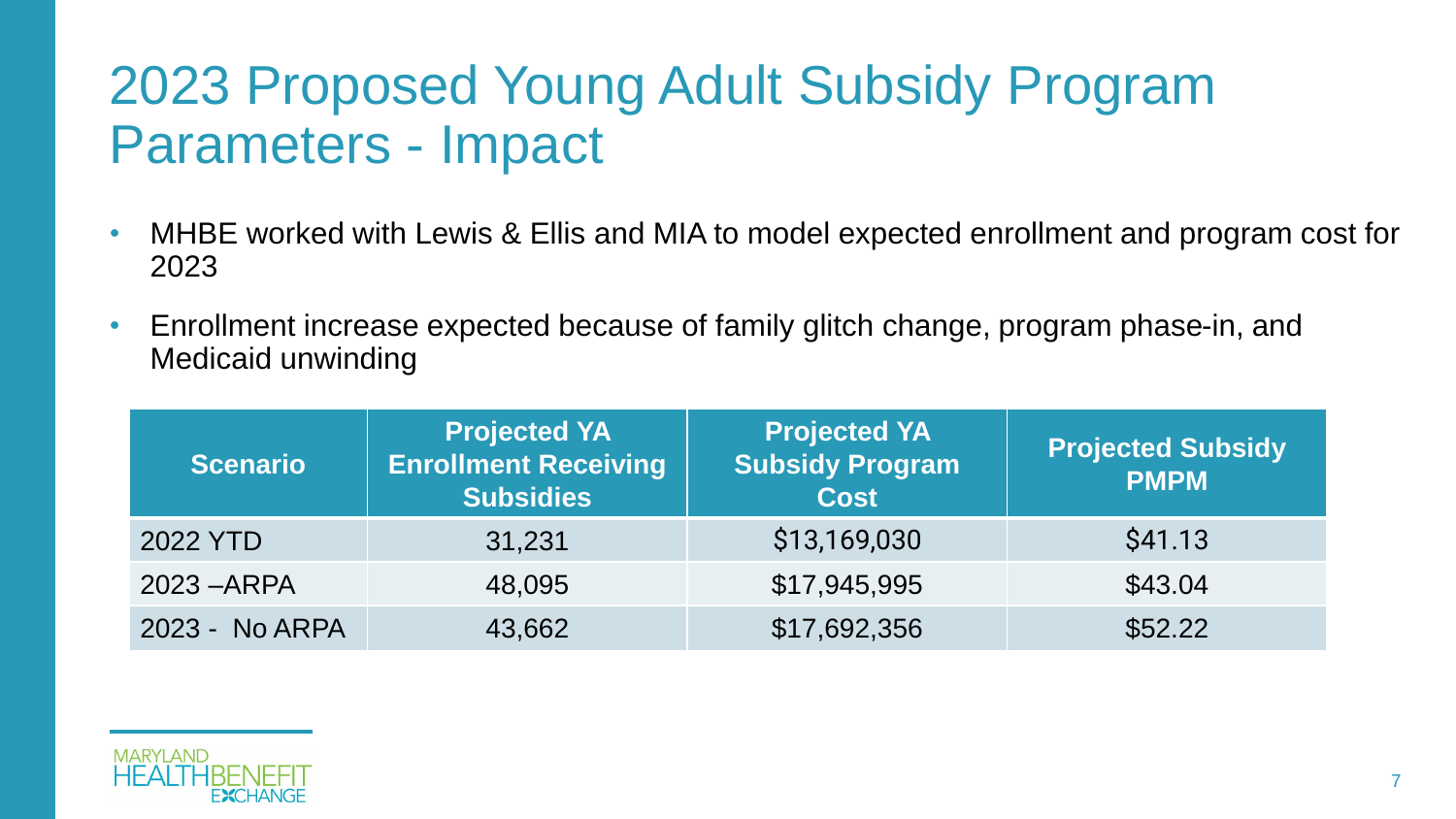# 2023 Proposed Young Adult Subsidy Program Parameters - Impact

- MHBE worked with Lewis & Ellis and MIA to model expected enrollment and program cost for 2023
- Enrollment increase expected because of family glitch change, program phase-in, and Medicaid unwinding

| Scenario | Projected YA Enrollment Receiving Subsidies | Projected YA Subsidy Program Cost | Projected Subsidy PMPM |
|---|---|---|---|
| 2022 YTD | 31,231 | $13,169,030 | $41.13 |
| 2023 –ARPA | 48,095 | $17,945,995 | $43.04 |
| 2023 - No ARPA | 43,662 | $17,692,356 | $52.22 |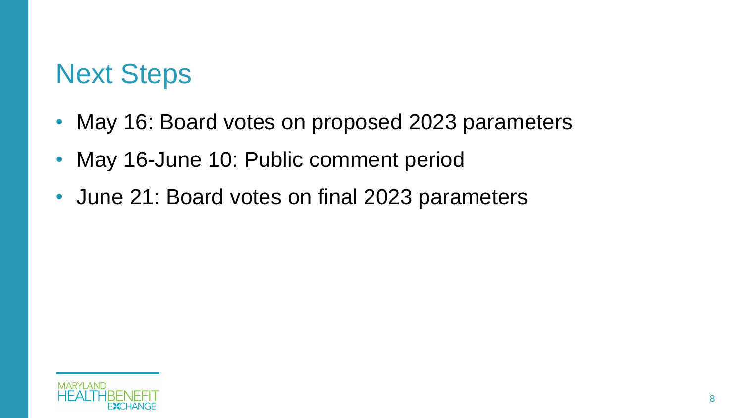# Next Steps

- May 16: Board votes on proposed 2023 parameters
- May 16-June 10: Public comment period
- June 21: Board votes on final 2023 parameters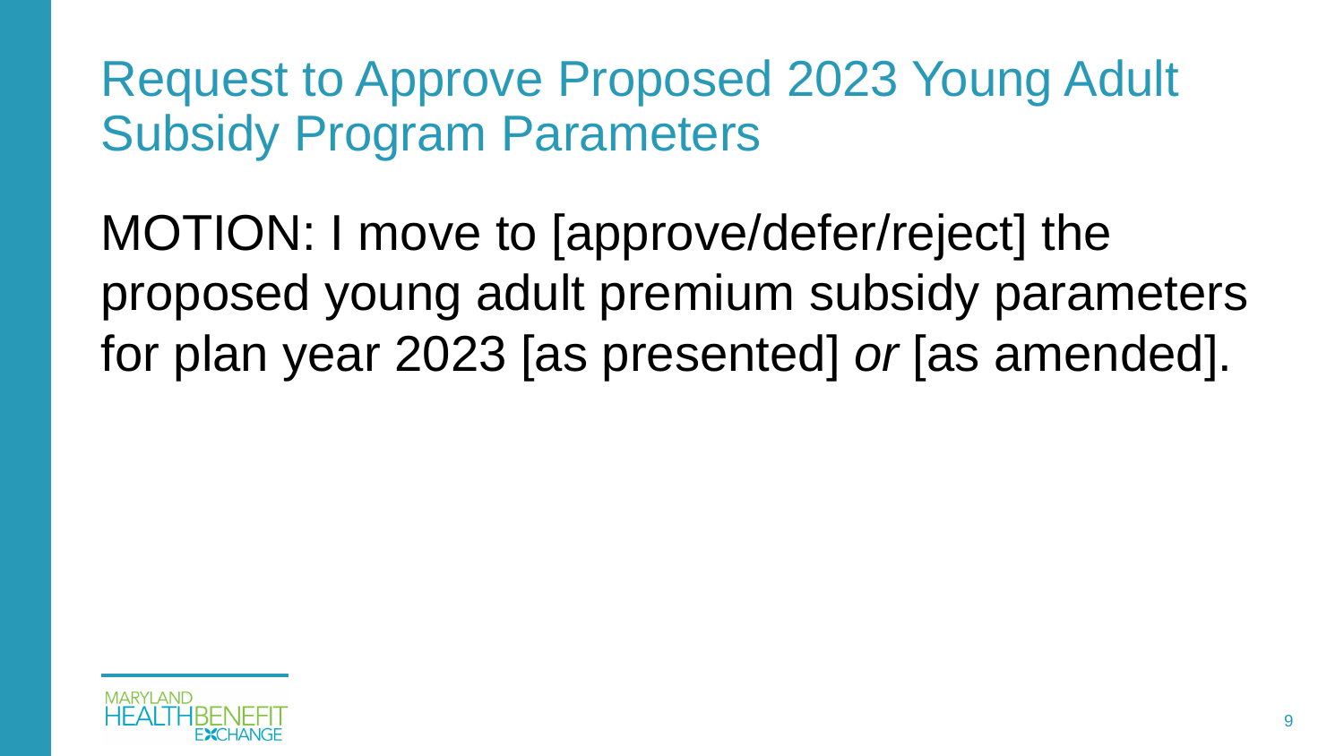# Request to Approve Proposed 2023 Young Adult Subsidy Program Parameters

MOTION: I move to [approve/defer/reject] the proposed young adult premium subsidy parameters for plan year 2023 [as presented] *or* [as amended].